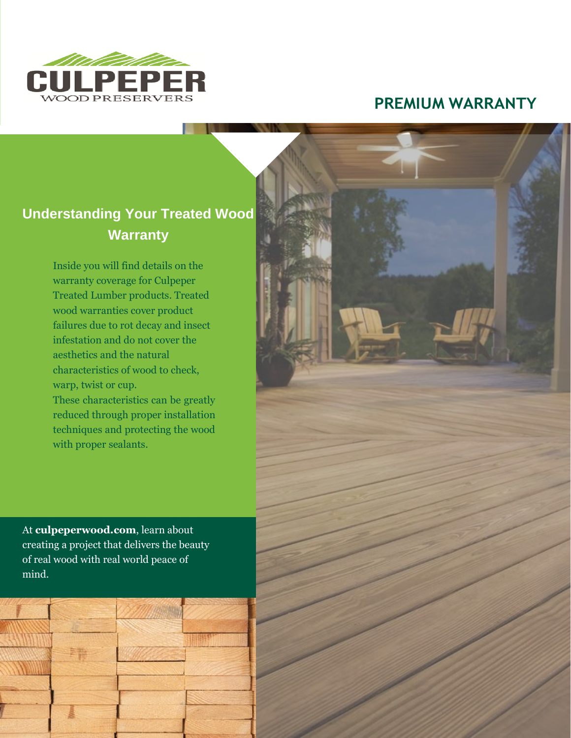CULPEPER

WOOD PRESERVERS

# PREMIUM WARRANTY

## Understanding Your Treated Wood Warranty

Inside you will find details on the warranty coverage for Culpeper Treated Lumber products. Treated wood warranties cover product failures due to rot decay and insect infestation and do not cover the aesthetics and the natural characteristics of wood to check, warp, twist or cup.

These characteristics can be greatly reduced through proper installation techniques and protecting the wood with proper sealants.

At **culpeperwood.com**, learn about creating a project that delivers the beauty of real wood with real world peace of mind.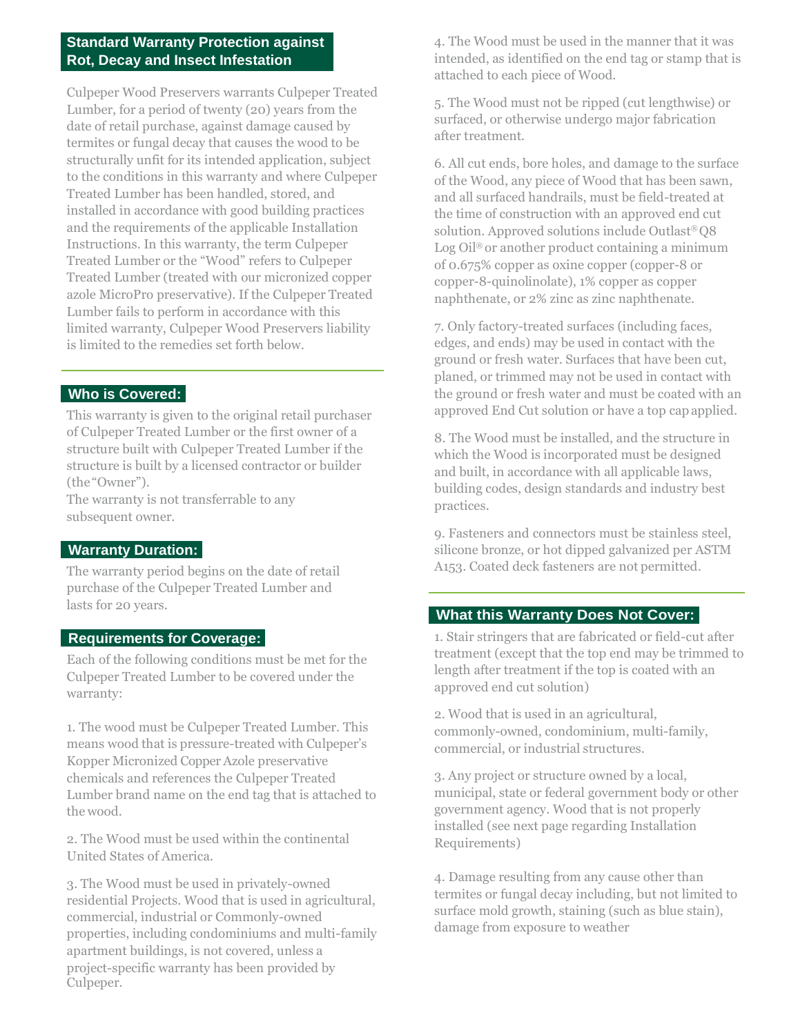## Standard Warranty Protection against Rot, Decay and Insect Infestation

Culpeper Wood Preservers warrants Culpeper Treated Lumber, for a period of twenty (20) years from the date of retail purchase, against damage caused by termites or fungal decay that causes the wood to be structurally unfit for its intended application, subject to the conditions in this warranty and where Culpeper Treated Lumber has been handled, stored, and installed in accordance with good building practices and the requirements of the applicable Installation Instructions. In this warranty, the term Culpeper Treated Lumber or the "Wood" refers to Culpeper Treated Lumber (treated with our micronized copper azole MicroPro preservative). If the Culpeper Treated Lumber fails to perform in accordance with this limited warranty, Culpeper Wood Preservers liability is limited to the remedies set forth below.

## Who is Covered:

This warranty is given to the original retail purchaser of Culpeper Treated Lumber or the first owner of a structure built with Culpeper Treated Lumber if the structure is built by a licensed contractor or builder (the "Owner").
The warranty is not transferrable to any subsequent owner.

## Warranty Duration:

The warranty period begins on the date of retail purchase of the Culpeper Treated Lumber and lasts for 20 years.

## Requirements for Coverage:

Each of the following conditions must be met for the Culpeper Treated Lumber to be covered under the warranty:

1. The wood must be Culpeper Treated Lumber. This means wood that is pressure-treated with Culpeper's Kopper Micronized Copper Azole preservative chemicals and references the Culpeper Treated Lumber brand name on the end tag that is attached to the wood.

2. The Wood must be used within the continental United States of America.

3. The Wood must be used in privately-owned residential Projects. Wood that is used in agricultural, commercial, industrial or Commonly-owned properties, including condominiums and multi-family apartment buildings, is not covered, unless a project-specific warranty has been provided by Culpeper.

4. The Wood must be used in the manner that it was intended, as identified on the end tag or stamp that is attached to each piece of Wood.

5. The Wood must not be ripped (cut lengthwise) or surfaced, or otherwise undergo major fabrication after treatment.

6. All cut ends, bore holes, and damage to the surface of the Wood, any piece of Wood that has been sawn, and all surfaced handrails, must be field-treated at the time of construction with an approved end cut solution. Approved solutions include Outlast® Q8 Log Oil® or another product containing a minimum of 0.675% copper as oxine copper (copper-8 or copper-8-quinolinolate), 1% copper as copper naphthenate, or 2% zinc as zinc naphthenate.

7. Only factory-treated surfaces (including faces, edges, and ends) may be used in contact with the ground or fresh water. Surfaces that have been cut, planed, or trimmed may not be used in contact with the ground or fresh water and must be coated with an approved End Cut solution or have a top cap applied.

8. The Wood must be installed, and the structure in which the Wood is incorporated must be designed and built, in accordance with all applicable laws, building codes, design standards and industry best practices.

9. Fasteners and connectors must be stainless steel, silicone bronze, or hot dipped galvanized per ASTM A153. Coated deck fasteners are not permitted.

## What this Warranty Does Not Cover:

1. Stair stringers that are fabricated or field-cut after treatment (except that the top end may be trimmed to length after treatment if the top is coated with an approved end cut solution)

2. Wood that is used in an agricultural, commonly-owned, condominium, multi-family, commercial, or industrial structures.

3. Any project or structure owned by a local, municipal, state or federal government body or other government agency. Wood that is not properly installed (see next page regarding Installation Requirements)

4. Damage resulting from any cause other than termites or fungal decay including, but not limited to surface mold growth, staining (such as blue stain), damage from exposure to weather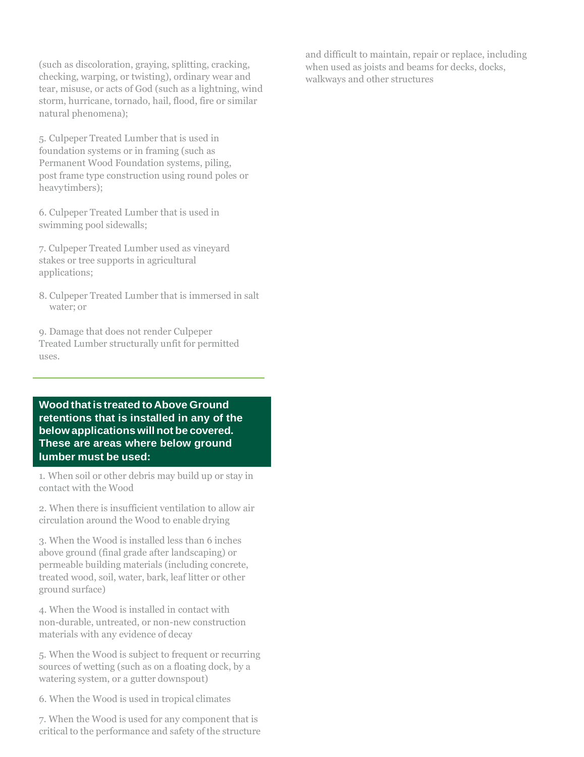(such as discoloration, graying, splitting, cracking, checking, warping, or twisting), ordinary wear and tear, misuse, or acts of God (such as a lightning, wind storm, hurricane, tornado, hail, flood, fire or similar natural phenomena);

5. Culpeper Treated Lumber that is used in foundation systems or in framing (such as Permanent Wood Foundation systems, piling, post frame type construction using round poles or heavytimbers);

6. Culpeper Treated Lumber that is used in swimming pool sidewalls;

7. Culpeper Treated Lumber used as vineyard stakes or tree supports in agricultural applications;

8. Culpeper Treated Lumber that is immersed in salt water; or

9. Damage that does not render Culpeper Treated Lumber structurally unfit for permitted uses.

**Wood that is treated to Above Ground retentions that is installed in any of the below applications will not be covered. These are areas where below ground lumber must be used:**

1. When soil or other debris may build up or stay in contact with the Wood

2. When there is insufficient ventilation to allow air circulation around the Wood to enable drying

3. When the Wood is installed less than 6 inches above ground (final grade after landscaping) or permeable building materials (including concrete, treated wood, soil, water, bark, leaf litter or other ground surface)

4. When the Wood is installed in contact with non-durable, untreated, or non-new construction materials with any evidence of decay

5. When the Wood is subject to frequent or recurring sources of wetting (such as on a floating dock, by a watering system, or a gutter downspout)

6. When the Wood is used in tropical climates

7. When the Wood is used for any component that is critical to the performance and safety of the structure and difficult to maintain, repair or replace, including when used as joists and beams for decks, docks, walkways and other structures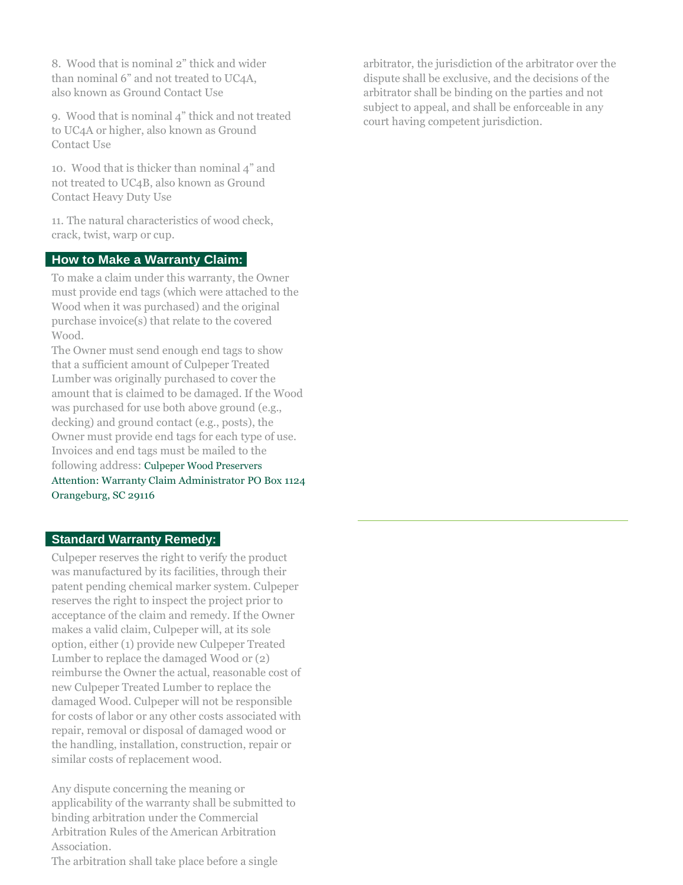8. Wood that is nominal 2" thick and wider than nominal 6" and not treated to UC4A, also known as Ground Contact Use

9. Wood that is nominal 4" thick and not treated to UC4A or higher, also known as Ground Contact Use

10. Wood that is thicker than nominal 4" and not treated to UC4B, also known as Ground Contact Heavy Duty Use

11. The natural characteristics of wood check, crack, twist, warp or cup.

## How to Make a Warranty Claim:

To make a claim under this warranty, the Owner must provide end tags (which were attached to the Wood when it was purchased) and the original purchase invoice(s) that relate to the covered Wood.

The Owner must send enough end tags to show that a sufficient amount of Culpeper Treated Lumber was originally purchased to cover the amount that is claimed to be damaged. If the Wood was purchased for use both above ground (e.g., decking) and ground contact (e.g., posts), the Owner must provide end tags for each type of use. Invoices and end tags must be mailed to the following address: Culpeper Wood Preservers Attention: Warranty Claim Administrator PO Box 1124 Orangeburg, SC 29116

## Standard Warranty Remedy:

Culpeper reserves the right to verify the product was manufactured by its facilities, through their patent pending chemical marker system. Culpeper reserves the right to inspect the project prior to acceptance of the claim and remedy. If the Owner makes a valid claim, Culpeper will, at its sole option, either (1) provide new Culpeper Treated Lumber to replace the damaged Wood or (2) reimburse the Owner the actual, reasonable cost of new Culpeper Treated Lumber to replace the damaged Wood. Culpeper will not be responsible for costs of labor or any other costs associated with repair, removal or disposal of damaged wood or the handling, installation, construction, repair or similar costs of replacement wood.

Any dispute concerning the meaning or applicability of the warranty shall be submitted to binding arbitration under the Commercial Arbitration Rules of the American Arbitration Association.

The arbitration shall take place before a single arbitrator, the jurisdiction of the arbitrator over the dispute shall be exclusive, and the decisions of the arbitrator shall be binding on the parties and not subject to appeal, and shall be enforceable in any court having competent jurisdiction.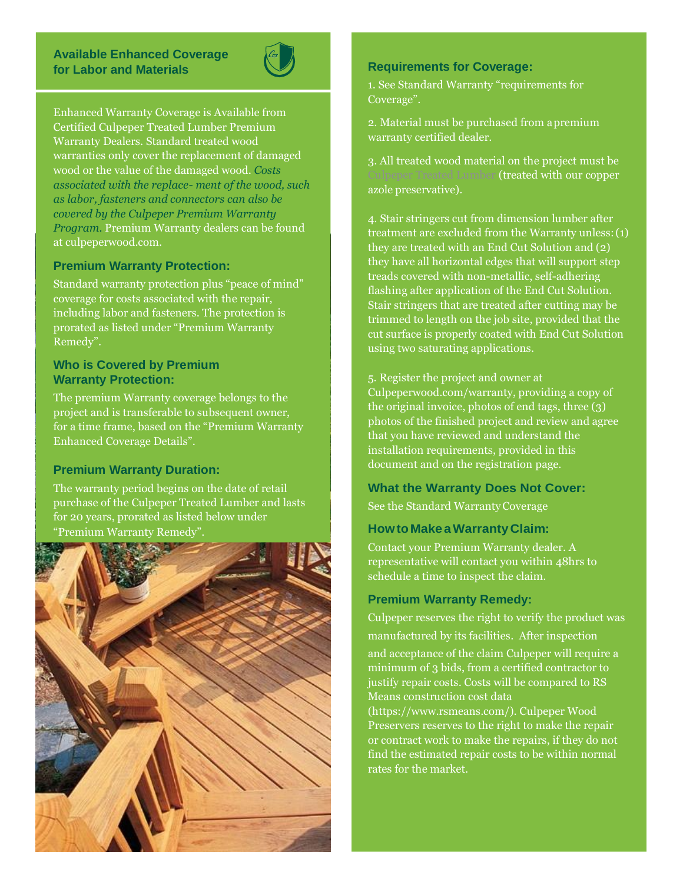## Available Enhanced Coverage for Labor and Materials

Enhanced Warranty Coverage is Available from Certified Culpeper Treated Lumber Premium Warranty Dealers. Standard treated wood warranties only cover the replacement of damaged wood or the value of the damaged wood. *Costs associated with the replace- ment of the wood, such as labor, fasteners and connectors can also be covered by the Culpeper Premium Warranty Program.* Premium Warranty dealers can be found at culpeperwood.com.

### Premium Warranty Protection:

Standard warranty protection plus "peace of mind" coverage for costs associated with the repair, including labor and fasteners. The protection is prorated as listed under "Premium Warranty Remedy".

### Who is Covered by Premium Warranty Protection:

The premium Warranty coverage belongs to the project and is transferable to subsequent owner, for a time frame, based on the "Premium Warranty Enhanced Coverage Details".

### Premium Warranty Duration:

The warranty period begins on the date of retail purchase of the Culpeper Treated Lumber and lasts for 20 years, prorated as listed below under "Premium Warranty Remedy".

### Requirements for Coverage:

1. See Standard Warranty "requirements for Coverage".

2. Material must be purchased from a premium warranty certified dealer.

3. All treated wood material on the project must be Culpeper Treated Lumber (treated with our copper azole preservative).

4. Stair stringers cut from dimension lumber after treatment are excluded from the Warranty unless: (1) they are treated with an End Cut Solution and (2) they have all horizontal edges that will support step treads covered with non-metallic, self-adhering flashing after application of the End Cut Solution. Stair stringers that are treated after cutting may be trimmed to length on the job site, provided that the cut surface is properly coated with End Cut Solution using two saturating applications.

5. Register the project and owner at Culpeperwood.com/warranty, providing a copy of the original invoice, photos of end tags, three (3) photos of the finished project and review and agree that you have reviewed and understand the installation requirements, provided in this document and on the registration page.

### What the Warranty Does Not Cover:

See the Standard Warranty Coverage

### How to Make a Warranty Claim:

Contact your Premium Warranty dealer. A representative will contact you within 48hrs to schedule a time to inspect the claim.

### Premium Warranty Remedy:

Culpeper reserves the right to verify the product was manufactured by its facilities. After inspection and acceptance of the claim Culpeper will require a minimum of 3 bids, from a certified contractor to justify repair costs. Costs will be compared to RS Means construction cost data (https://www.rsmeans.com/). Culpeper Wood Preservers reserves to the right to make the repair or contract work to make the repairs, if they do not find the estimated repair costs to be within normal rates for the market.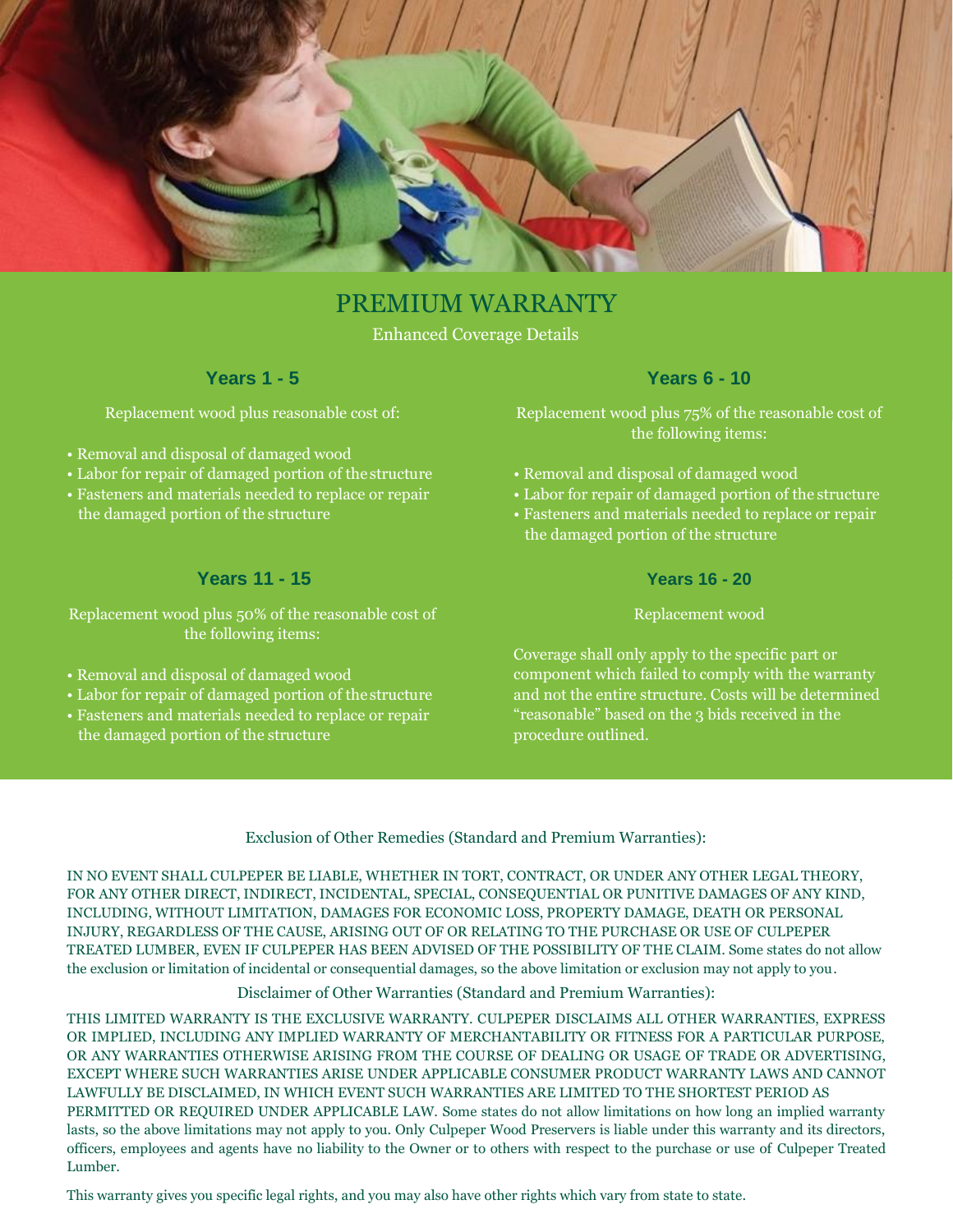# PREMIUM WARRANTY

Enhanced Coverage Details

### Years 1 - 5

Replacement wood plus reasonable cost of:

- Removal and disposal of damaged wood
- Labor for repair of damaged portion of the structure
- Fasteners and materials needed to replace or repair the damaged portion of the structure

### Years 6 - 10

Replacement wood plus 75% of the reasonable cost of the following items:

- Removal and disposal of damaged wood
- Labor for repair of damaged portion of the structure
- Fasteners and materials needed to replace or repair the damaged portion of the structure

### Years 11 - 15

Replacement wood plus 50% of the reasonable cost of the following items:

- Removal and disposal of damaged wood
- Labor for repair of damaged portion of the structure
- Fasteners and materials needed to replace or repair the damaged portion of the structure

### Years 16 - 20

Replacement wood

Coverage shall only apply to the specific part or component which failed to comply with the warranty and not the entire structure. Costs will be determined "reasonable" based on the 3 bids received in the procedure outlined.

Exclusion of Other Remedies (Standard and Premium Warranties):

IN NO EVENT SHALL CULPEPER BE LIABLE, WHETHER IN TORT, CONTRACT, OR UNDER ANY OTHER LEGAL THEORY, FOR ANY OTHER DIRECT, INDIRECT, INCIDENTAL, SPECIAL, CONSEQUENTIAL OR PUNITIVE DAMAGES OF ANY KIND, INCLUDING, WITHOUT LIMITATION, DAMAGES FOR ECONOMIC LOSS, PROPERTY DAMAGE, DEATH OR PERSONAL INJURY, REGARDLESS OF THE CAUSE, ARISING OUT OF OR RELATING TO THE PURCHASE OR USE OF CULPEPER TREATED LUMBER, EVEN IF CULPEPER HAS BEEN ADVISED OF THE POSSIBILITY OF THE CLAIM. Some states do not allow the exclusion or limitation of incidental or consequential damages, so the above limitation or exclusion may not apply to you.

Disclaimer of Other Warranties (Standard and Premium Warranties):

THIS LIMITED WARRANTY IS THE EXCLUSIVE WARRANTY. CULPEPER DISCLAIMS ALL OTHER WARRANTIES, EXPRESS OR IMPLIED, INCLUDING ANY IMPLIED WARRANTY OF MERCHANTABILITY OR FITNESS FOR A PARTICULAR PURPOSE, OR ANY WARRANTIES OTHERWISE ARISING FROM THE COURSE OF DEALING OR USAGE OF TRADE OR ADVERTISING, EXCEPT WHERE SUCH WARRANTIES ARISE UNDER APPLICABLE CONSUMER PRODUCT WARRANTY LAWS AND CANNOT LAWFULLY BE DISCLAIMED, IN WHICH EVENT SUCH WARRANTIES ARE LIMITED TO THE SHORTEST PERIOD AS PERMITTED OR REQUIRED UNDER APPLICABLE LAW. Some states do not allow limitations on how long an implied warranty lasts, so the above limitations may not apply to you. Only Culpeper Wood Preservers is liable under this warranty and its directors, officers, employees and agents have no liability to the Owner or to others with respect to the purchase or use of Culpeper Treated Lumber.

This warranty gives you specific legal rights, and you may also have other rights which vary from state to state.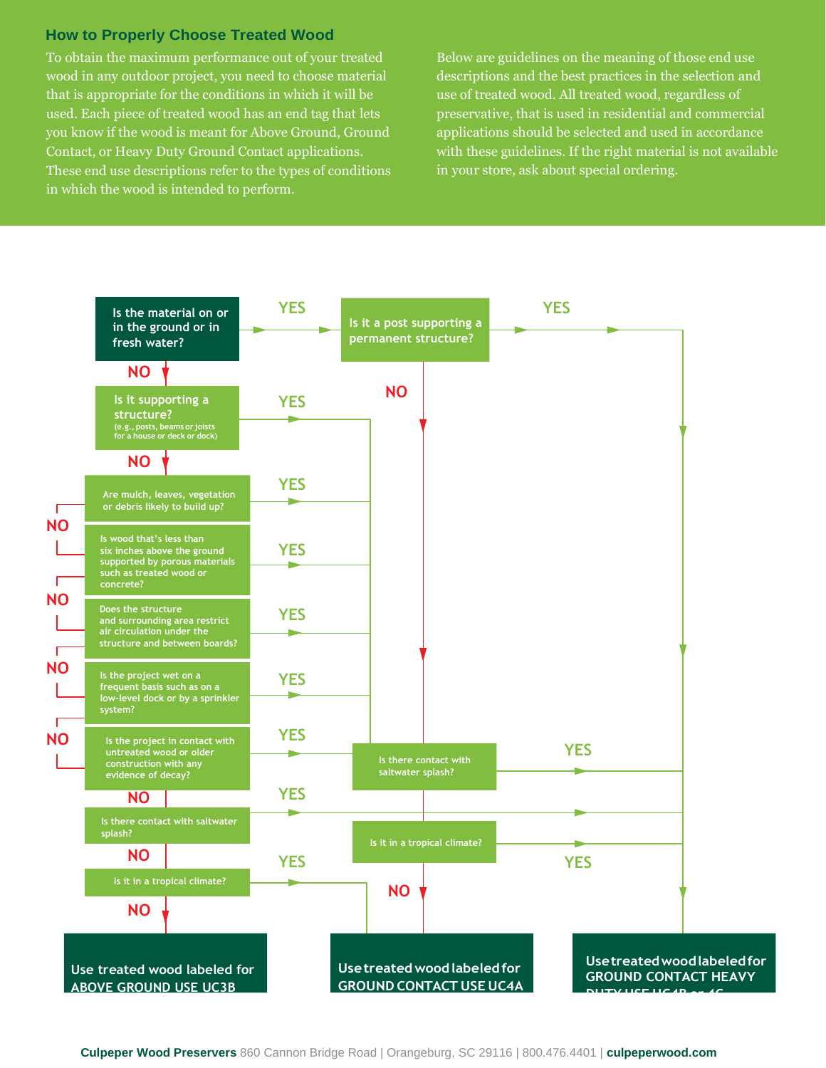## How to Properly Choose Treated Wood

To obtain the maximum performance out of your treated wood in any outdoor project, you need to choose material that is appropriate for the conditions in which it will be used. Each piece of treated wood has an end tag that lets you know if the wood is meant for Above Ground, Ground Contact, or Heavy Duty Ground Contact applications. These end use descriptions refer to the types of conditions in which the wood is intended to perform.

Below are guidelines on the meaning of those end use descriptions and the best practices in the selection and use of treated wood. All treated wood, regardless of preservative, that is used in residential and commercial applications should be selected and used in accordance with these guidelines. If the right material is not available in your store, ask about special ordering.

Is the material on or in the ground or in fresh water?

YES

Is it a post supporting a permanent structure?

YES

NO

NO

Is it supporting a structure?
(e.g., posts, beams or joists for a house or deck or dock)

YES

NO

Are mulch, leaves, vegetation or debris likely to build up?

YES

NO

Is wood that's less than six inches above the ground supported by porous materials such as treated wood or concrete?

YES

NO

Does the structure and surrounding area restrict air circulation under the structure and between boards?

YES

NO

Is the project wet on a frequent basis such as on a low-level dock or by a sprinkler system?

YES

NO

Is the project in contact with untreated wood or older construction with any evidence of decay?

YES

Is there contact with saltwater splash?

YES

NO

Is there contact with saltwater splash?

YES

NO

Is it in a tropical climate?

YES

Is it in a tropical climate?

YES

NO

NO

Use treated wood labeled for ABOVE GROUND USE UC3B

Use treated wood labeled for GROUND CONTACT USE UC4A

Use treated wood labeled for GROUND CONTACT HEAVY DUTY USE UC4B or 4C

**Culpeper Wood Preservers** 860 Cannon Bridge Road | Orangeburg, SC 29116 | 800.476.4401 | **culpeperwood.com**